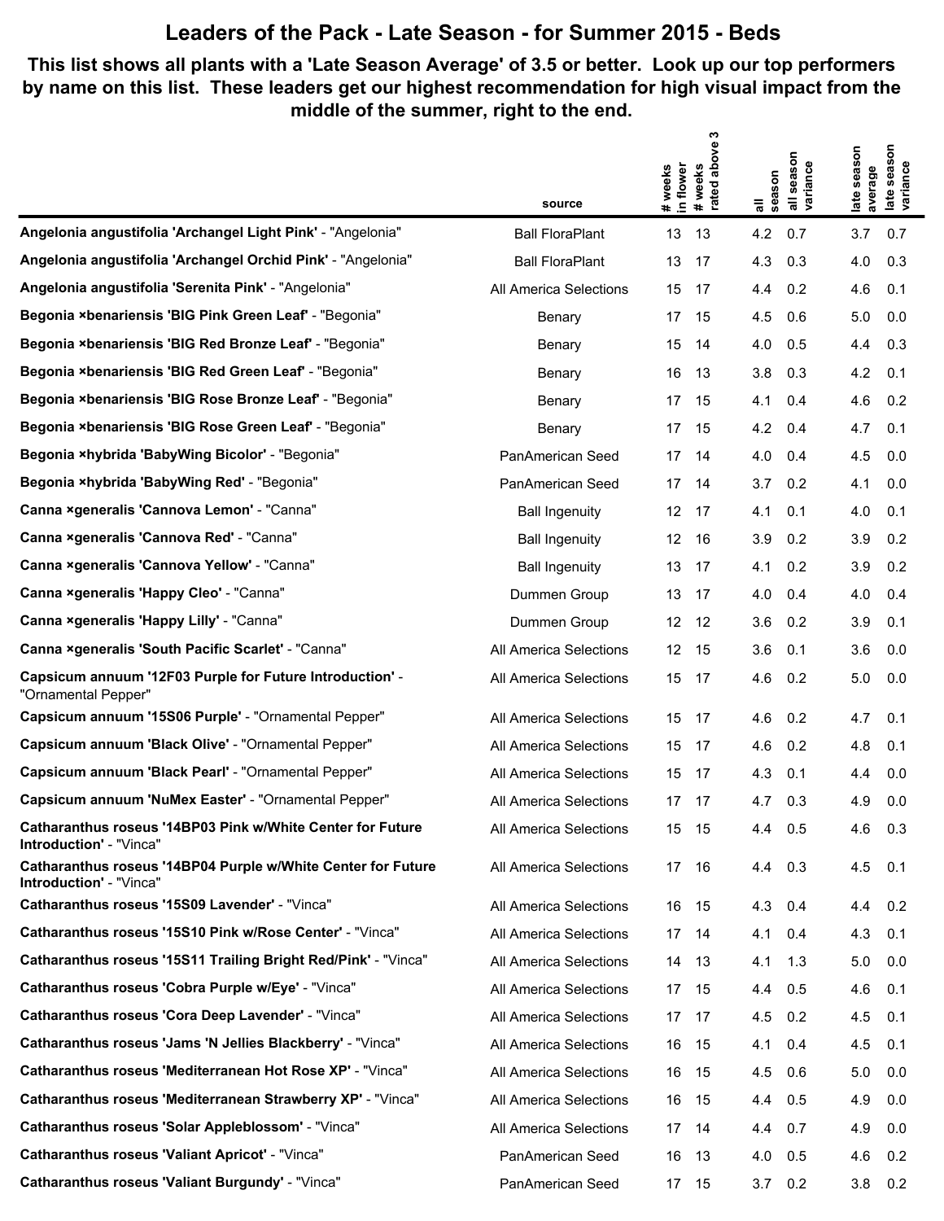# Leaders of the Pack - Late Season - for Summer 2015 - Beds

**This list shows all plants with a 'Late Season Average' of 3.5 or better. Look up our top performers by name on this list. These leaders get our highest recommendation for high visual impact from the middle of the summer, right to the end.**

| | source | # weeks in flower | # weeks rated above 3 | all season | all season variance | late season average | late season variance |
|---|---|---|---|---|---|---|---|
| **Angelonia angustifolia 'Archangel Light Pink'** - "Angelonia" | Ball FloraPlant | 13 | 13 | 4.2 | 0.7 | 3.7 | 0.7 |
| **Angelonia angustifolia 'Archangel Orchid Pink'** - "Angelonia" | Ball FloraPlant | 13 | 17 | 4.3 | 0.3 | 4.0 | 0.3 |
| **Angelonia angustifolia 'Serenita Pink'** - "Angelonia" | All America Selections | 15 | 17 | 4.4 | 0.2 | 4.6 | 0.1 |
| **Begonia ×benariensis 'BIG Pink Green Leaf'** - "Begonia" | Benary | 17 | 15 | 4.5 | 0.6 | 5.0 | 0.0 |
| **Begonia ×benariensis 'BIG Red Bronze Leaf'** - "Begonia" | Benary | 15 | 14 | 4.0 | 0.5 | 4.4 | 0.3 |
| **Begonia ×benariensis 'BIG Red Green Leaf'** - "Begonia" | Benary | 16 | 13 | 3.8 | 0.3 | 4.2 | 0.1 |
| **Begonia ×benariensis 'BIG Rose Bronze Leaf'** - "Begonia" | Benary | 17 | 15 | 4.1 | 0.4 | 4.6 | 0.2 |
| **Begonia ×benariensis 'BIG Rose Green Leaf'** - "Begonia" | Benary | 17 | 15 | 4.2 | 0.4 | 4.7 | 0.1 |
| **Begonia ×hybrida 'BabyWing Bicolor'** - "Begonia" | PanAmerican Seed | 17 | 14 | 4.0 | 0.4 | 4.5 | 0.0 |
| **Begonia ×hybrida 'BabyWing Red'** - "Begonia" | PanAmerican Seed | 17 | 14 | 3.7 | 0.2 | 4.1 | 0.0 |
| **Canna ×generalis 'Cannova Lemon'** - "Canna" | Ball Ingenuity | 12 | 17 | 4.1 | 0.1 | 4.0 | 0.1 |
| **Canna ×generalis 'Cannova Red'** - "Canna" | Ball Ingenuity | 12 | 16 | 3.9 | 0.2 | 3.9 | 0.2 |
| **Canna ×generalis 'Cannova Yellow'** - "Canna" | Ball Ingenuity | 13 | 17 | 4.1 | 0.2 | 3.9 | 0.2 |
| **Canna ×generalis 'Happy Cleo'** - "Canna" | Dummen Group | 13 | 17 | 4.0 | 0.4 | 4.0 | 0.4 |
| **Canna ×generalis 'Happy Lilly'** - "Canna" | Dummen Group | 12 | 12 | 3.6 | 0.2 | 3.9 | 0.1 |
| **Canna ×generalis 'South Pacific Scarlet'** - "Canna" | All America Selections | 12 | 15 | 3.6 | 0.1 | 3.6 | 0.0 |
| **Capsicum annuum '12F03 Purple for Future Introduction'** - "Ornamental Pepper" | All America Selections | 15 | 17 | 4.6 | 0.2 | 5.0 | 0.0 |
| **Capsicum annuum '15S06 Purple'** - "Ornamental Pepper" | All America Selections | 15 | 17 | 4.6 | 0.2 | 4.7 | 0.1 |
| **Capsicum annuum 'Black Olive'** - "Ornamental Pepper" | All America Selections | 15 | 17 | 4.6 | 0.2 | 4.8 | 0.1 |
| **Capsicum annuum 'Black Pearl'** - "Ornamental Pepper" | All America Selections | 15 | 17 | 4.3 | 0.1 | 4.4 | 0.0 |
| **Capsicum annuum 'NuMex Easter'** - "Ornamental Pepper" | All America Selections | 17 | 17 | 4.7 | 0.3 | 4.9 | 0.0 |
| **Catharanthus roseus '14BP03 Pink w/White Center for Future Introduction'** - "Vinca" | All America Selections | 15 | 15 | 4.4 | 0.5 | 4.6 | 0.3 |
| **Catharanthus roseus '14BP04 Purple w/White Center for Future Introduction'** - "Vinca" | All America Selections | 17 | 16 | 4.4 | 0.3 | 4.5 | 0.1 |
| **Catharanthus roseus '15S09 Lavender'** - "Vinca" | All America Selections | 16 | 15 | 4.3 | 0.4 | 4.4 | 0.2 |
| **Catharanthus roseus '15S10 Pink w/Rose Center'** - "Vinca" | All America Selections | 17 | 14 | 4.1 | 0.4 | 4.3 | 0.1 |
| **Catharanthus roseus '15S11 Trailing Bright Red/Pink'** - "Vinca" | All America Selections | 14 | 13 | 4.1 | 1.3 | 5.0 | 0.0 |
| **Catharanthus roseus 'Cobra Purple w/Eye'** - "Vinca" | All America Selections | 17 | 15 | 4.4 | 0.5 | 4.6 | 0.1 |
| **Catharanthus roseus 'Cora Deep Lavender'** - "Vinca" | All America Selections | 17 | 17 | 4.5 | 0.2 | 4.5 | 0.1 |
| **Catharanthus roseus 'Jams 'N Jellies Blackberry'** - "Vinca" | All America Selections | 16 | 15 | 4.1 | 0.4 | 4.5 | 0.1 |
| **Catharanthus roseus 'Mediterranean Hot Rose XP'** - "Vinca" | All America Selections | 16 | 15 | 4.5 | 0.6 | 5.0 | 0.0 |
| **Catharanthus roseus 'Mediterranean Strawberry XP'** - "Vinca" | All America Selections | 16 | 15 | 4.4 | 0.5 | 4.9 | 0.0 |
| **Catharanthus roseus 'Solar Appleblossom'** - "Vinca" | All America Selections | 17 | 14 | 4.4 | 0.7 | 4.9 | 0.0 |
| **Catharanthus roseus 'Valiant Apricot'** - "Vinca" | PanAmerican Seed | 16 | 13 | 4.0 | 0.5 | 4.6 | 0.2 |
| **Catharanthus roseus 'Valiant Burgundy'** - "Vinca" | PanAmerican Seed | 17 | 15 | 3.7 | 0.2 | 3.8 | 0.2 |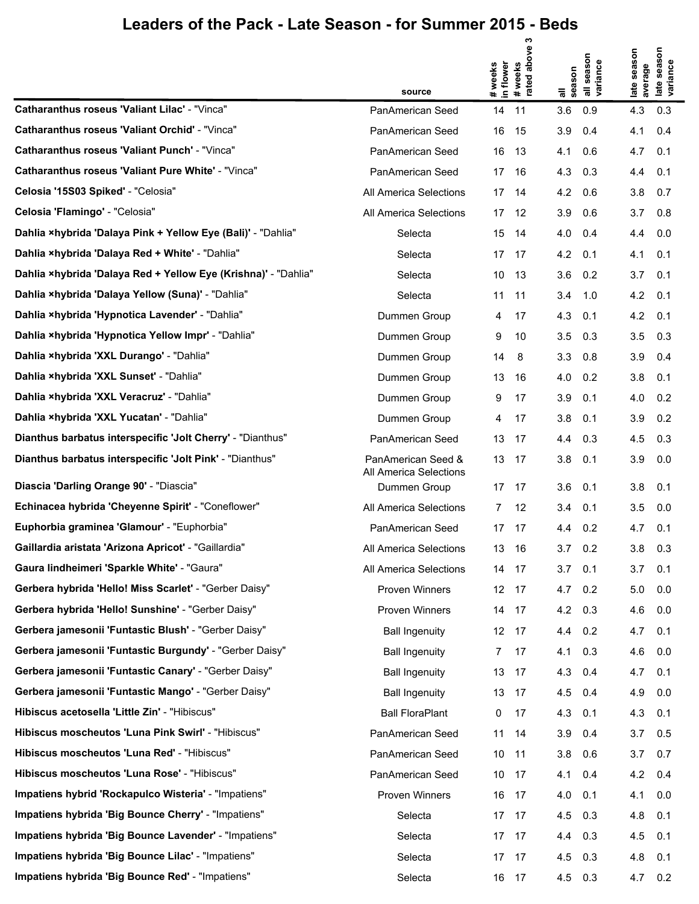# Leaders of the Pack - Late Season - for Summer 2015 - Beds

| | source | # weeks in flower | # weeks rated above 3 | all season | all season variance | late season average | late season variance |
|---|---|---|---|---|---|---|---|
| **Catharanthus roseus 'Valiant Lilac'** - "Vinca" | PanAmerican Seed | 14 | 11 | 3.6 | 0.9 | 4.3 | 0.3 |
| **Catharanthus roseus 'Valiant Orchid'** - "Vinca" | PanAmerican Seed | 16 | 15 | 3.9 | 0.4 | 4.1 | 0.4 |
| **Catharanthus roseus 'Valiant Punch'** - "Vinca" | PanAmerican Seed | 16 | 13 | 4.1 | 0.6 | 4.7 | 0.1 |
| **Catharanthus roseus 'Valiant Pure White'** - "Vinca" | PanAmerican Seed | 17 | 16 | 4.3 | 0.3 | 4.4 | 0.1 |
| **Celosia '15S03 Spiked'** - "Celosia" | All America Selections | 17 | 14 | 4.2 | 0.6 | 3.8 | 0.7 |
| **Celosia 'Flamingo'** - "Celosia" | All America Selections | 17 | 12 | 3.9 | 0.6 | 3.7 | 0.8 |
| **Dahlia ×hybrida 'Dalaya Pink + Yellow Eye (Bali)'** - "Dahlia" | Selecta | 15 | 14 | 4.0 | 0.4 | 4.4 | 0.0 |
| **Dahlia ×hybrida 'Dalaya Red + White'** - "Dahlia" | Selecta | 17 | 17 | 4.2 | 0.1 | 4.1 | 0.1 |
| **Dahlia ×hybrida 'Dalaya Red + Yellow Eye (Krishna)'** - "Dahlia" | Selecta | 10 | 13 | 3.6 | 0.2 | 3.7 | 0.1 |
| **Dahlia ×hybrida 'Dalaya Yellow (Suna)'** - "Dahlia" | Selecta | 11 | 11 | 3.4 | 1.0 | 4.2 | 0.1 |
| **Dahlia ×hybrida 'Hypnotica Lavender'** - "Dahlia" | Dummen Group | 4 | 17 | 4.3 | 0.1 | 4.2 | 0.1 |
| **Dahlia ×hybrida 'Hypnotica Yellow Impr'** - "Dahlia" | Dummen Group | 9 | 10 | 3.5 | 0.3 | 3.5 | 0.3 |
| **Dahlia ×hybrida 'XXL Durango'** - "Dahlia" | Dummen Group | 14 | 8 | 3.3 | 0.8 | 3.9 | 0.4 |
| **Dahlia ×hybrida 'XXL Sunset'** - "Dahlia" | Dummen Group | 13 | 16 | 4.0 | 0.2 | 3.8 | 0.1 |
| **Dahlia ×hybrida 'XXL Veracruz'** - "Dahlia" | Dummen Group | 9 | 17 | 3.9 | 0.1 | 4.0 | 0.2 |
| **Dahlia ×hybrida 'XXL Yucatan'** - "Dahlia" | Dummen Group | 4 | 17 | 3.8 | 0.1 | 3.9 | 0.2 |
| **Dianthus barbatus interspecific 'Jolt Cherry'** - "Dianthus" | PanAmerican Seed | 13 | 17 | 4.4 | 0.3 | 4.5 | 0.3 |
| **Dianthus barbatus interspecific 'Jolt Pink'** - "Dianthus" | PanAmerican Seed & All America Selections | 13 | 17 | 3.8 | 0.1 | 3.9 | 0.0 |
| **Diascia 'Darling Orange 90'** - "Diascia" | Dummen Group | 17 | 17 | 3.6 | 0.1 | 3.8 | 0.1 |
| **Echinacea hybrida 'Cheyenne Spirit'** - "Coneflower" | All America Selections | 7 | 12 | 3.4 | 0.1 | 3.5 | 0.0 |
| **Euphorbia graminea 'Glamour'** - "Euphorbia" | PanAmerican Seed | 17 | 17 | 4.4 | 0.2 | 4.7 | 0.1 |
| **Gaillardia aristata 'Arizona Apricot'** - "Gaillardia" | All America Selections | 13 | 16 | 3.7 | 0.2 | 3.8 | 0.3 |
| **Gaura lindheimeri 'Sparkle White'** - "Gaura" | All America Selections | 14 | 17 | 3.7 | 0.1 | 3.7 | 0.1 |
| **Gerbera hybrida 'Hello! Miss Scarlet'** - "Gerber Daisy" | Proven Winners | 12 | 17 | 4.7 | 0.2 | 5.0 | 0.0 |
| **Gerbera hybrida 'Hello! Sunshine'** - "Gerber Daisy" | Proven Winners | 14 | 17 | 4.2 | 0.3 | 4.6 | 0.0 |
| **Gerbera jamesonii 'Funtastic Blush'** - "Gerber Daisy" | Ball Ingenuity | 12 | 17 | 4.4 | 0.2 | 4.7 | 0.1 |
| **Gerbera jamesonii 'Funtastic Burgundy'** - "Gerber Daisy" | Ball Ingenuity | 7 | 17 | 4.1 | 0.3 | 4.6 | 0.0 |
| **Gerbera jamesonii 'Funtastic Canary'** - "Gerber Daisy" | Ball Ingenuity | 13 | 17 | 4.3 | 0.4 | 4.7 | 0.1 |
| **Gerbera jamesonii 'Funtastic Mango'** - "Gerber Daisy" | Ball Ingenuity | 13 | 17 | 4.5 | 0.4 | 4.9 | 0.0 |
| **Hibiscus acetosella 'Little Zin'** - "Hibiscus" | Ball FloraPlant | 0 | 17 | 4.3 | 0.1 | 4.3 | 0.1 |
| **Hibiscus moscheutos 'Luna Pink Swirl'** - "Hibiscus" | PanAmerican Seed | 11 | 14 | 3.9 | 0.4 | 3.7 | 0.5 |
| **Hibiscus moscheutos 'Luna Red'** - "Hibiscus" | PanAmerican Seed | 10 | 11 | 3.8 | 0.6 | 3.7 | 0.7 |
| **Hibiscus moscheutos 'Luna Rose'** - "Hibiscus" | PanAmerican Seed | 10 | 17 | 4.1 | 0.4 | 4.2 | 0.4 |
| **Impatiens hybrid 'Rockapulco Wisteria'** - "Impatiens" | Proven Winners | 16 | 17 | 4.0 | 0.1 | 4.1 | 0.0 |
| **Impatiens hybrida 'Big Bounce Cherry'** - "Impatiens" | Selecta | 17 | 17 | 4.5 | 0.3 | 4.8 | 0.1 |
| **Impatiens hybrida 'Big Bounce Lavender'** - "Impatiens" | Selecta | 17 | 17 | 4.4 | 0.3 | 4.5 | 0.1 |
| **Impatiens hybrida 'Big Bounce Lilac'** - "Impatiens" | Selecta | 17 | 17 | 4.5 | 0.3 | 4.8 | 0.1 |
| **Impatiens hybrida 'Big Bounce Red'** - "Impatiens" | Selecta | 16 | 17 | 4.5 | 0.3 | 4.7 | 0.2 |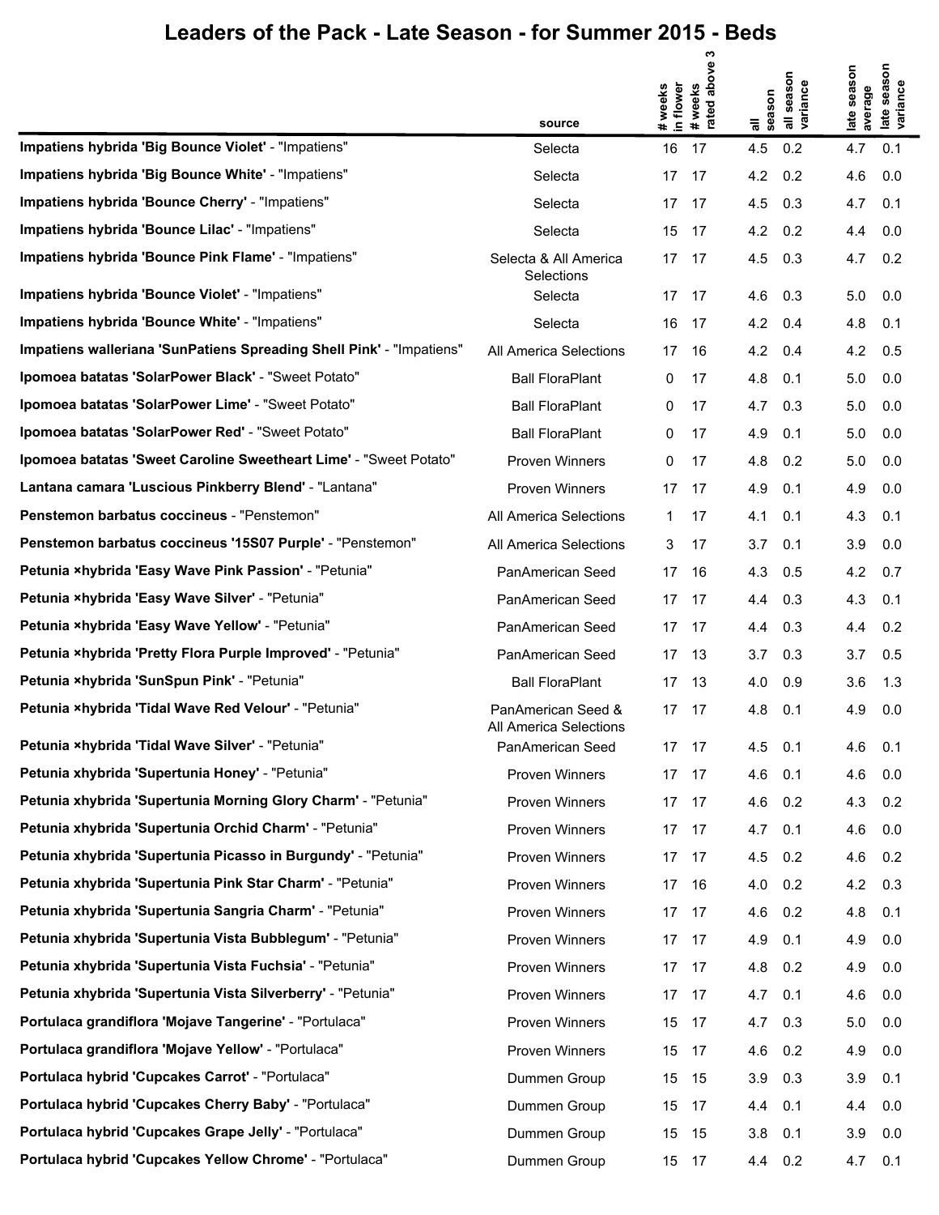# Leaders of the Pack - Late Season - for Summer 2015 - Beds

| | source | # weeks in flower | # weeks rated above 3 | all season | all season variance | late season average | late season variance |
|---|---|---|---|---|---|---|---|
| **Impatiens hybrida 'Big Bounce Violet'** - "Impatiens" | Selecta | 16 | 17 | 4.5 | 0.2 | 4.7 | 0.1 |
| **Impatiens hybrida 'Big Bounce White'** - "Impatiens" | Selecta | 17 | 17 | 4.2 | 0.2 | 4.6 | 0.0 |
| **Impatiens hybrida 'Bounce Cherry'** - "Impatiens" | Selecta | 17 | 17 | 4.5 | 0.3 | 4.7 | 0.1 |
| **Impatiens hybrida 'Bounce Lilac'** - "Impatiens" | Selecta | 15 | 17 | 4.2 | 0.2 | 4.4 | 0.0 |
| **Impatiens hybrida 'Bounce Pink Flame'** - "Impatiens" | Selecta & All America Selections | 17 | 17 | 4.5 | 0.3 | 4.7 | 0.2 |
| **Impatiens hybrida 'Bounce Violet'** - "Impatiens" | Selecta | 17 | 17 | 4.6 | 0.3 | 5.0 | 0.0 |
| **Impatiens hybrida 'Bounce White'** - "Impatiens" | Selecta | 16 | 17 | 4.2 | 0.4 | 4.8 | 0.1 |
| **Impatiens walleriana 'SunPatiens Spreading Shell Pink'** - "Impatiens" | All America Selections | 17 | 16 | 4.2 | 0.4 | 4.2 | 0.5 |
| **Ipomoea batatas 'SolarPower Black'** - "Sweet Potato" | Ball FloraPlant | 0 | 17 | 4.8 | 0.1 | 5.0 | 0.0 |
| **Ipomoea batatas 'SolarPower Lime'** - "Sweet Potato" | Ball FloraPlant | 0 | 17 | 4.7 | 0.3 | 5.0 | 0.0 |
| **Ipomoea batatas 'SolarPower Red'** - "Sweet Potato" | Ball FloraPlant | 0 | 17 | 4.9 | 0.1 | 5.0 | 0.0 |
| **Ipomoea batatas 'Sweet Caroline Sweetheart Lime'** - "Sweet Potato" | Proven Winners | 0 | 17 | 4.8 | 0.2 | 5.0 | 0.0 |
| **Lantana camara 'Luscious Pinkberry Blend'** - "Lantana" | Proven Winners | 17 | 17 | 4.9 | 0.1 | 4.9 | 0.0 |
| **Penstemon barbatus coccineus** - "Penstemon" | All America Selections | 1 | 17 | 4.1 | 0.1 | 4.3 | 0.1 |
| **Penstemon barbatus coccineus '15S07 Purple'** - "Penstemon" | All America Selections | 3 | 17 | 3.7 | 0.1 | 3.9 | 0.0 |
| **Petunia ×hybrida 'Easy Wave Pink Passion'** - "Petunia" | PanAmerican Seed | 17 | 16 | 4.3 | 0.5 | 4.2 | 0.7 |
| **Petunia ×hybrida 'Easy Wave Silver'** - "Petunia" | PanAmerican Seed | 17 | 17 | 4.4 | 0.3 | 4.3 | 0.1 |
| **Petunia ×hybrida 'Easy Wave Yellow'** - "Petunia" | PanAmerican Seed | 17 | 17 | 4.4 | 0.3 | 4.4 | 0.2 |
| **Petunia ×hybrida 'Pretty Flora Purple Improved'** - "Petunia" | PanAmerican Seed | 17 | 13 | 3.7 | 0.3 | 3.7 | 0.5 |
| **Petunia ×hybrida 'SunSpun Pink'** - "Petunia" | Ball FloraPlant | 17 | 13 | 4.0 | 0.9 | 3.6 | 1.3 |
| **Petunia ×hybrida 'Tidal Wave Red Velour'** - "Petunia" | PanAmerican Seed & All America Selections | 17 | 17 | 4.8 | 0.1 | 4.9 | 0.0 |
| **Petunia ×hybrida 'Tidal Wave Silver'** - "Petunia" | PanAmerican Seed | 17 | 17 | 4.5 | 0.1 | 4.6 | 0.1 |
| **Petunia xhybrida 'Supertunia Honey'** - "Petunia" | Proven Winners | 17 | 17 | 4.6 | 0.1 | 4.6 | 0.0 |
| **Petunia xhybrida 'Supertunia Morning Glory Charm'** - "Petunia" | Proven Winners | 17 | 17 | 4.6 | 0.2 | 4.3 | 0.2 |
| **Petunia xhybrida 'Supertunia Orchid Charm'** - "Petunia" | Proven Winners | 17 | 17 | 4.7 | 0.1 | 4.6 | 0.0 |
| **Petunia xhybrida 'Supertunia Picasso in Burgundy'** - "Petunia" | Proven Winners | 17 | 17 | 4.5 | 0.2 | 4.6 | 0.2 |
| **Petunia xhybrida 'Supertunia Pink Star Charm'** - "Petunia" | Proven Winners | 17 | 16 | 4.0 | 0.2 | 4.2 | 0.3 |
| **Petunia xhybrida 'Supertunia Sangria Charm'** - "Petunia" | Proven Winners | 17 | 17 | 4.6 | 0.2 | 4.8 | 0.1 |
| **Petunia xhybrida 'Supertunia Vista Bubblegum'** - "Petunia" | Proven Winners | 17 | 17 | 4.9 | 0.1 | 4.9 | 0.0 |
| **Petunia xhybrida 'Supertunia Vista Fuchsia'** - "Petunia" | Proven Winners | 17 | 17 | 4.8 | 0.2 | 4.9 | 0.0 |
| **Petunia xhybrida 'Supertunia Vista Silverberry'** - "Petunia" | Proven Winners | 17 | 17 | 4.7 | 0.1 | 4.6 | 0.0 |
| **Portulaca grandiflora 'Mojave Tangerine'** - "Portulaca" | Proven Winners | 15 | 17 | 4.7 | 0.3 | 5.0 | 0.0 |
| **Portulaca grandiflora 'Mojave Yellow'** - "Portulaca" | Proven Winners | 15 | 17 | 4.6 | 0.2 | 4.9 | 0.0 |
| **Portulaca hybrid 'Cupcakes Carrot'** - "Portulaca" | Dummen Group | 15 | 15 | 3.9 | 0.3 | 3.9 | 0.1 |
| **Portulaca hybrid 'Cupcakes Cherry Baby'** - "Portulaca" | Dummen Group | 15 | 17 | 4.4 | 0.1 | 4.4 | 0.0 |
| **Portulaca hybrid 'Cupcakes Grape Jelly'** - "Portulaca" | Dummen Group | 15 | 15 | 3.8 | 0.1 | 3.9 | 0.0 |
| **Portulaca hybrid 'Cupcakes Yellow Chrome'** - "Portulaca" | Dummen Group | 15 | 17 | 4.4 | 0.2 | 4.7 | 0.1 |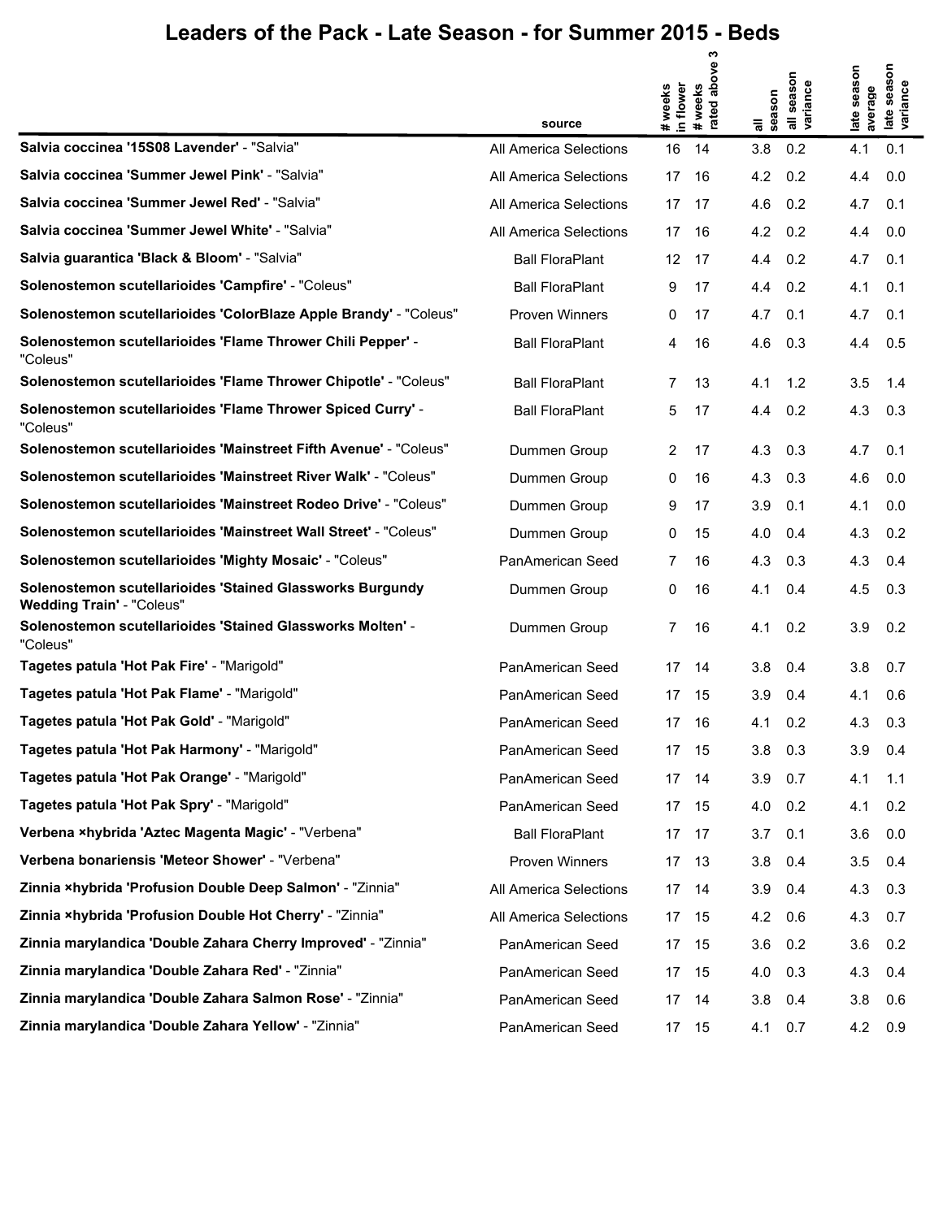# Leaders of the Pack - Late Season - for Summer 2015 - Beds

| | source | # weeks in flower | # weeks rated above 3 | all season | all season variance | late season average | late season variance |
|---|---|---|---|---|---|---|---|
| **Salvia coccinea '15S08 Lavender'** - "Salvia" | All America Selections | 16 | 14 | 3.8 | 0.2 | 4.1 | 0.1 |
| **Salvia coccinea 'Summer Jewel Pink'** - "Salvia" | All America Selections | 17 | 16 | 4.2 | 0.2 | 4.4 | 0.0 |
| **Salvia coccinea 'Summer Jewel Red'** - "Salvia" | All America Selections | 17 | 17 | 4.6 | 0.2 | 4.7 | 0.1 |
| **Salvia coccinea 'Summer Jewel White'** - "Salvia" | All America Selections | 17 | 16 | 4.2 | 0.2 | 4.4 | 0.0 |
| **Salvia guarantica 'Black & Bloom'** - "Salvia" | Ball FloraPlant | 12 | 17 | 4.4 | 0.2 | 4.7 | 0.1 |
| **Solenostemon scutellarioides 'Campfire'** - "Coleus" | Ball FloraPlant | 9 | 17 | 4.4 | 0.2 | 4.1 | 0.1 |
| **Solenostemon scutellarioides 'ColorBlaze Apple Brandy'** - "Coleus" | Proven Winners | 0 | 17 | 4.7 | 0.1 | 4.7 | 0.1 |
| **Solenostemon scutellarioides 'Flame Thrower Chili Pepper'** - "Coleus" | Ball FloraPlant | 4 | 16 | 4.6 | 0.3 | 4.4 | 0.5 |
| **Solenostemon scutellarioides 'Flame Thrower Chipotle'** - "Coleus" | Ball FloraPlant | 7 | 13 | 4.1 | 1.2 | 3.5 | 1.4 |
| **Solenostemon scutellarioides 'Flame Thrower Spiced Curry'** - "Coleus" | Ball FloraPlant | 5 | 17 | 4.4 | 0.2 | 4.3 | 0.3 |
| **Solenostemon scutellarioides 'Mainstreet Fifth Avenue'** - "Coleus" | Dummen Group | 2 | 17 | 4.3 | 0.3 | 4.7 | 0.1 |
| **Solenostemon scutellarioides 'Mainstreet River Walk'** - "Coleus" | Dummen Group | 0 | 16 | 4.3 | 0.3 | 4.6 | 0.0 |
| **Solenostemon scutellarioides 'Mainstreet Rodeo Drive'** - "Coleus" | Dummen Group | 9 | 17 | 3.9 | 0.1 | 4.1 | 0.0 |
| **Solenostemon scutellarioides 'Mainstreet Wall Street'** - "Coleus" | Dummen Group | 0 | 15 | 4.0 | 0.4 | 4.3 | 0.2 |
| **Solenostemon scutellarioides 'Mighty Mosaic'** - "Coleus" | PanAmerican Seed | 7 | 16 | 4.3 | 0.3 | 4.3 | 0.4 |
| **Solenostemon scutellarioides 'Stained Glassworks Burgundy Wedding Train'** - "Coleus" | Dummen Group | 0 | 16 | 4.1 | 0.4 | 4.5 | 0.3 |
| **Solenostemon scutellarioides 'Stained Glassworks Molten'** - "Coleus" | Dummen Group | 7 | 16 | 4.1 | 0.2 | 3.9 | 0.2 |
| **Tagetes patula 'Hot Pak Fire'** - "Marigold" | PanAmerican Seed | 17 | 14 | 3.8 | 0.4 | 3.8 | 0.7 |
| **Tagetes patula 'Hot Pak Flame'** - "Marigold" | PanAmerican Seed | 17 | 15 | 3.9 | 0.4 | 4.1 | 0.6 |
| **Tagetes patula 'Hot Pak Gold'** - "Marigold" | PanAmerican Seed | 17 | 16 | 4.1 | 0.2 | 4.3 | 0.3 |
| **Tagetes patula 'Hot Pak Harmony'** - "Marigold" | PanAmerican Seed | 17 | 15 | 3.8 | 0.3 | 3.9 | 0.4 |
| **Tagetes patula 'Hot Pak Orange'** - "Marigold" | PanAmerican Seed | 17 | 14 | 3.9 | 0.7 | 4.1 | 1.1 |
| **Tagetes patula 'Hot Pak Spry'** - "Marigold" | PanAmerican Seed | 17 | 15 | 4.0 | 0.2 | 4.1 | 0.2 |
| **Verbena ×hybrida 'Aztec Magenta Magic'** - "Verbena" | Ball FloraPlant | 17 | 17 | 3.7 | 0.1 | 3.6 | 0.0 |
| **Verbena bonariensis 'Meteor Shower'** - "Verbena" | Proven Winners | 17 | 13 | 3.8 | 0.4 | 3.5 | 0.4 |
| **Zinnia ×hybrida 'Profusion Double Deep Salmon'** - "Zinnia" | All America Selections | 17 | 14 | 3.9 | 0.4 | 4.3 | 0.3 |
| **Zinnia ×hybrida 'Profusion Double Hot Cherry'** - "Zinnia" | All America Selections | 17 | 15 | 4.2 | 0.6 | 4.3 | 0.7 |
| **Zinnia marylandica 'Double Zahara Cherry Improved'** - "Zinnia" | PanAmerican Seed | 17 | 15 | 3.6 | 0.2 | 3.6 | 0.2 |
| **Zinnia marylandica 'Double Zahara Red'** - "Zinnia" | PanAmerican Seed | 17 | 15 | 4.0 | 0.3 | 4.3 | 0.4 |
| **Zinnia marylandica 'Double Zahara Salmon Rose'** - "Zinnia" | PanAmerican Seed | 17 | 14 | 3.8 | 0.4 | 3.8 | 0.6 |
| **Zinnia marylandica 'Double Zahara Yellow'** - "Zinnia" | PanAmerican Seed | 17 | 15 | 4.1 | 0.7 | 4.2 | 0.9 |